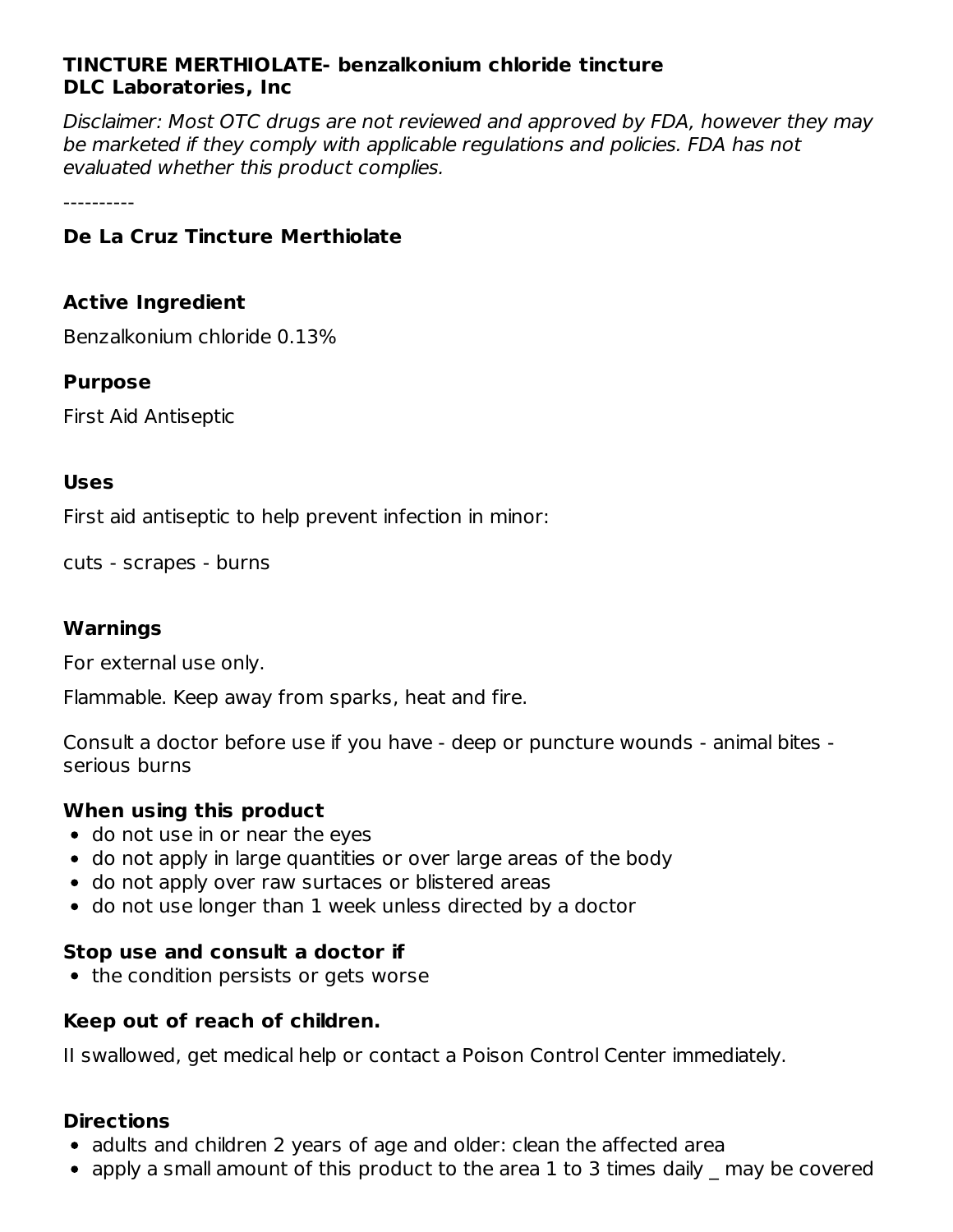**TINCTURE MERTHIOLATE- benzalkonium chloride tincture**
**DLC Laboratories, Inc**

*Disclaimer: Most OTC drugs are not reviewed and approved by FDA, however they may be marketed if they comply with applicable regulations and policies. FDA has not evaluated whether this product complies.*

----------

### De La Cruz Tincture Merthiolate

### Active Ingredient

Benzalkonium chloride 0.13%

### Purpose

First Aid Antiseptic

### Uses

First aid antiseptic to help prevent infection in minor:

cuts - scrapes - burns

### Warnings

For external use only.

Flammable. Keep away from sparks, heat and fire.

Consult a doctor before use if you have - deep or puncture wounds - animal bites - serious burns

### When using this product

- do not use in or near the eyes
- do not apply in large quantities or over large areas of the body
- do not apply over raw surtaces or blistered areas
- do not use longer than 1 week unless directed by a doctor

### Stop use and consult a doctor if

- the condition persists or gets worse

### Keep out of reach of children.

II swallowed, get medical help or contact a Poison Control Center immediately.

### Directions

- adults and children 2 years of age and older: clean the affected area
- apply a small amount of this product to the area 1 to 3 times daily _ may be covered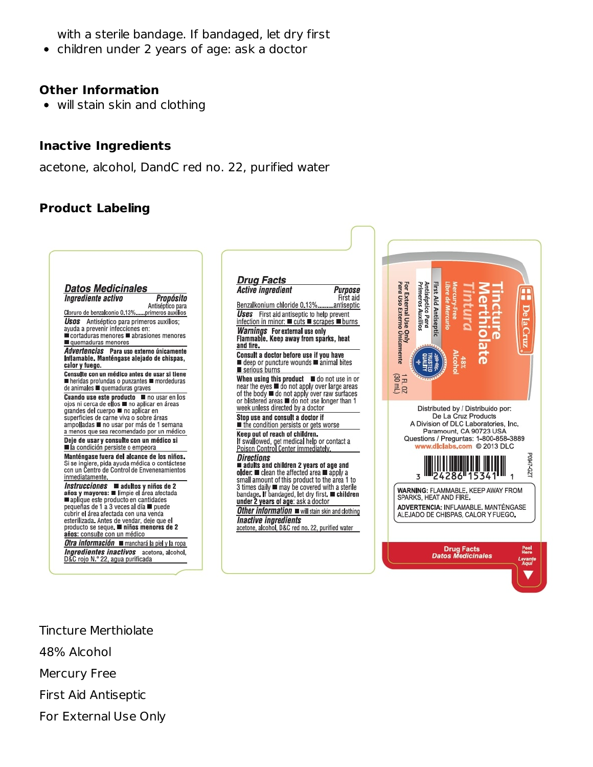with a sterile bandage. If bandaged, let dry first

- children under 2 years of age: ask a doctor

## Other Information

- will stain skin and clothing

## Inactive Ingredients

acetone, alcohol, DandC red no. 22, purified water

## Product Labeling

### Datos Medicinales

| Ingrediente activo | Propósito |
|---|---|
| Cloruro de benzalconio 0.13% | Antiséptico para primeros auxilios |

**Usos** Antiséptico para primeros auxilios; ayuda a prevenir infecciones en: ■ cortaduras menores ■ abrasiones menores ■ quemaduras menores

**Advertencias** **Para uso externo únicamente**
**Inflamable. Manténgase alejado de chispas, calor y fuego.**

**Consulte con un médico antes de usar si tiene** ■ heridas profundas o punzantes ■ mordeduras de animales ■ quemaduras graves

**Cuando use este producto** ■ no usar en los ojos ni cerca de ellos ■ no aplicar en áreas grandes del cuerpo ■ no aplicar en superficies de carne viva o sobre áreas ampolladas ■ no usar por más de 1 semana a menos que sea recomendado por un médico

**Deje de usar y consulte con un médico si** ■ la condición persiste o empeora

**Manténgase fuera del alcance de los niños.** Si se ingiere, pida ayuda médica o contáctese con un Centro de Control de Envenenamientos inmediatamente.

**Instrucciones** ■ **adultos y niños de 2 años y mayores:** ■ limpie el área afectada ■ aplique este producto en cantidades pequeñas de 1 a 3 veces al día ■ puede cubrir el área afectada con una venda esterilizada. Antes de vendar, deje que el producto se seque. ■ **niños menores de 2 años:** consulte con un médico

**Otra información** ■ manchará la piel y la ropa

**Ingredientes inactivos** acetona, alcohol, D&C rojo N.° 22, agua purificada

### Drug Facts

| Active ingredient | Purpose |
|---|---|
| Benzalkonium chloride 0.13% | First aid antiseptic |

**Uses** First aid antiseptic to help prevent infection in minor: ■ cuts ■ scrapes ■ burns

**Warnings** **For external use only**
**Flammable. Keep away from sparks, heat and fire.**

**Consult a doctor before use if you have** ■ deep or puncture wounds ■ animal bites ■ serious burns

**When using this product** ■ do not use in or near the eyes ■ do not apply over large areas of the body ■ do not apply over raw surfaces or blistered areas ■ do not use longer than 1 week unless directed by a doctor

**Stop use and consult a doctor if** ■ the condition persists or gets worse

**Keep out of reach of children.** If swallowed, get medical help or contact a Poison Control Center immediately.

**Directions** ■ **adults and children 2 years of age and older:** ■ clean the affected area ■ apply a small amount of this product to the area 1 to 3 times daily ■ may be covered with a sterile bandage. If bandaged, let dry first. ■ **children under 2 years of age:** ask a doctor

**Other information** ■ will stain skin and clothing

**Inactive ingredients** acetone, alcohol, D&C red no. 22, purified water

De La Cruz

Tincture Merthiolate
Tintura
48% Alcohol
Mercury-Free
Libre de Mercurio
First Aid Antiseptic
Antiséptico Para Primeros Auxilios
For External Use Only
Para Uso Externo Únicamente
TRUSTED QUALITY
1 FL OZ (30 mL)

Distributed by / Distribuido por:
De La Cruz Products
A Division of DLC Laboratories, Inc.
Paramount, CA 90723 USA
Questions / Preguntas: 1-800-858-3889
www.dlclabs.com © 2013 DLC

3 24286 15341 1

P0947-GZT

**WARNING:** FLAMMABLE. KEEP AWAY FROM SPARKS, HEAT AND FIRE.
**ADVERTENCIA:** INFLAMABLE. MANTÉNGASE ALEJADO DE CHISPAS, CALOR Y FUEGO.

Drug Facts
Datos Medicinales
Peel Here
Levante Aquí

Tincture Merthiolate

48% Alcohol

Mercury Free

First Aid Antiseptic

For External Use Only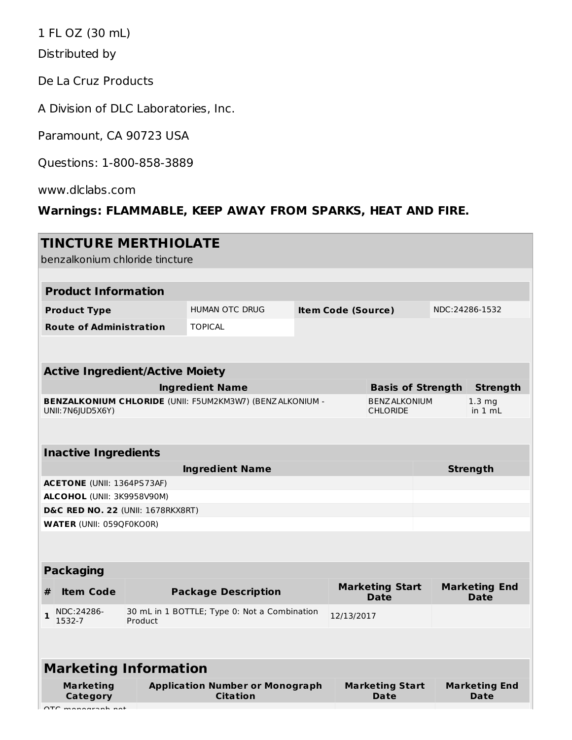1 FL OZ (30 mL)

Distributed by

De La Cruz Products

A Division of DLC Laboratories, Inc.

Paramount, CA 90723 USA

Questions: 1-800-858-3889

www.dlclabs.com

**Warnings: FLAMMABLE, KEEP AWAY FROM SPARKS, HEAT AND FIRE.**

## TINCTURE MERTHIOLATE

benzalkonium chloride tincture

### Product Information

| | | | |
|---|---|---|---|
| **Product Type** | HUMAN OTC DRUG | **Item Code (Source)** | NDC:24286-1532 |
| **Route of Administration** | TOPICAL | | |

### Active Ingredient/Active Moiety

| Ingredient Name | Basis of Strength | Strength |
|---|---|---|
| **BENZALKONIUM CHLORIDE** (UNII: F5UM2KM3W7) (BENZALKONIUM - UNII:7N6JUD5X6Y) | BENZALKONIUM CHLORIDE | 1.3 mg in 1 mL |

### Inactive Ingredients

| Ingredient Name | Strength |
|---|---|
| **ACETONE** (UNII: 1364PS73AF) | |
| **ALCOHOL** (UNII: 3K9958V90M) | |
| **D&C RED NO. 22** (UNII: 1678RKX8RT) | |
| **WATER** (UNII: 059QF0KO0R) | |

### Packaging

| # | Item Code | Package Description | Marketing Start Date | Marketing End Date |
|---|---|---|---|---|
| 1 | NDC:24286-1532-7 | 30 mL in 1 BOTTLE; Type 0: Not a Combination Product | 12/13/2017 | |

### Marketing Information

| Marketing Category | Application Number or Monograph Citation | Marketing Start Date | Marketing End Date |
|---|---|---|---|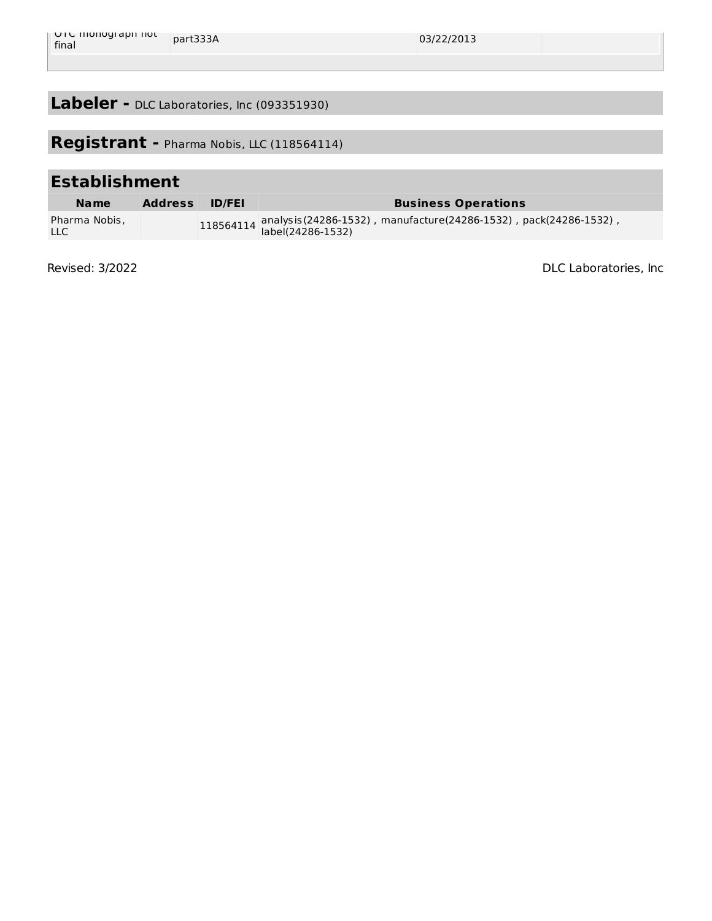| | | | |
|---|---|---|---|
| OTC monograph not final | part333A | 03/22/2013 | |

## Labeler - DLC Laboratories, Inc (093351930)

## Registrant - Pharma Nobis, LLC (118564114)

## Establishment

| Name | Address | ID/FEI | Business Operations |
|---|---|---|---|
| Pharma Nobis, LLC | | 118564114 | analysis(24286-1532) , manufacture(24286-1532) , pack(24286-1532) , label(24286-1532) |

Revised: 3/2022

DLC Laboratories, Inc